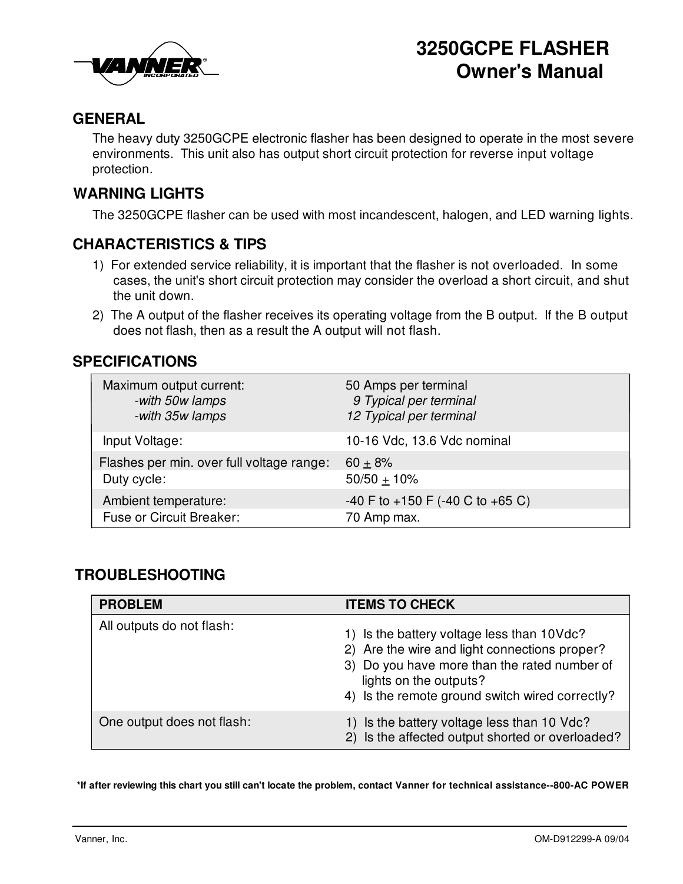# 3250GCPE FLASHER Owner's Manual

## GENERAL

The heavy duty 3250GCPE electronic flasher has been designed to operate in the most severe environments. This unit also has output short circuit protection for reverse input voltage protection.

## WARNING LIGHTS

The 3250GCPE flasher can be used with most incandescent, halogen, and LED warning lights.

## CHARACTERISTICS & TIPS

1) For extended service reliability, it is important that the flasher is not overloaded. In some cases, the unit's short circuit protection may consider the overload a short circuit, and shut the unit down.
2) The A output of the flasher receives its operating voltage from the B output. If the B output does not flash, then as a result the A output will not flash.

## SPECIFICATIONS

| | |
|---|---|
| Maximum output current:<br>*-with 50w lamps*<br>*-with 35w lamps* | 50 Amps per terminal<br>*9 Typical per terminal*<br>*12 Typical per terminal* |
| Input Voltage: | 10-16 Vdc, 13.6 Vdc nominal |
| Flashes per min. over full voltage range: | 60 ± 8% |
| Duty cycle: | 50/50 ± 10% |
| Ambient temperature: | -40 F to +150 F (-40 C to +65 C) |
| Fuse or Circuit Breaker: | 70 Amp max. |

## TROUBLESHOOTING

| PROBLEM | ITEMS TO CHECK |
|---|---|
| All outputs do not flash: | 1) Is the battery voltage less than 10Vdc?<br>2) Are the wire and light connections proper?<br>3) Do you have more than the rated number of lights on the outputs?<br>4) Is the remote ground switch wired correctly? |
| One output does not flash: | 1) Is the battery voltage less than 10 Vdc?<br>2) Is the affected output shorted or overloaded? |

***If after reviewing this chart you still can't locate the problem, contact Vanner for technical assistance--800-AC POWER**

Vanner, Inc. OM-D912299-A 09/04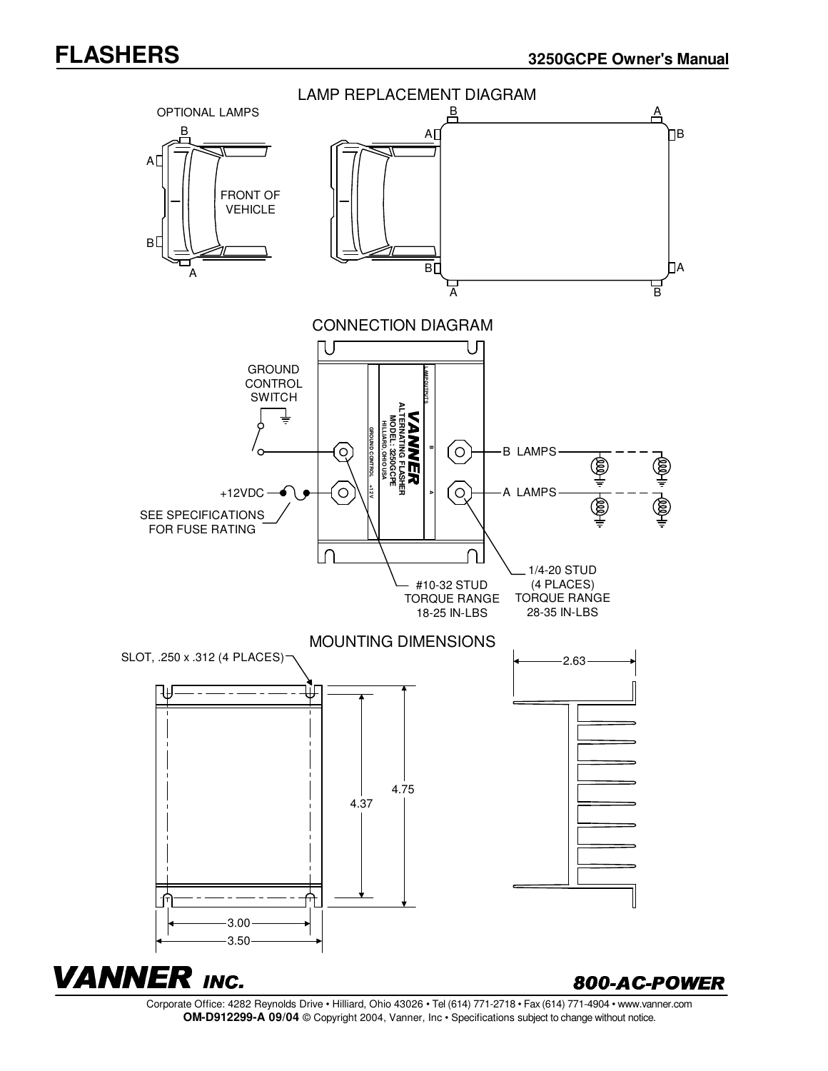# FLASHERS

## LAMP REPLACEMENT DIAGRAM

OPTIONAL LAMPS

FRONT OF VEHICLE

A B A B B A B A B A A B

## CONNECTION DIAGRAM

GROUND CONTROL SWITCH

+12VDC

SEE SPECIFICATIONS FOR FUSE RATING

VANNER ALTERNATING FLASHER MODEL: 3250GCPE HILLIARD, OHIO USA

GROUND CONTROL +12V

LAMP OUTPUTS B A

B LAMPS

A LAMPS

#10-32 STUD TORQUE RANGE 18-25 IN-LBS

1/4-20 STUD (4 PLACES) TORQUE RANGE 28-35 IN-LBS

## MOUNTING DIMENSIONS

SLOT, .250 x .312 (4 PLACES)

4.37

4.75

3.00

3.50

2.63

**VANNER INC.**

**800-AC-POWER**

Corporate Office: 4282 Reynolds Drive • Hilliard, Ohio 43026 • Tel (614) 771-2718 • Fax (614) 771-4904 • www.vanner.com

**OM-D912299-A 09/04** © Copyright 2004, Vanner, Inc • Specifications subject to change without notice.